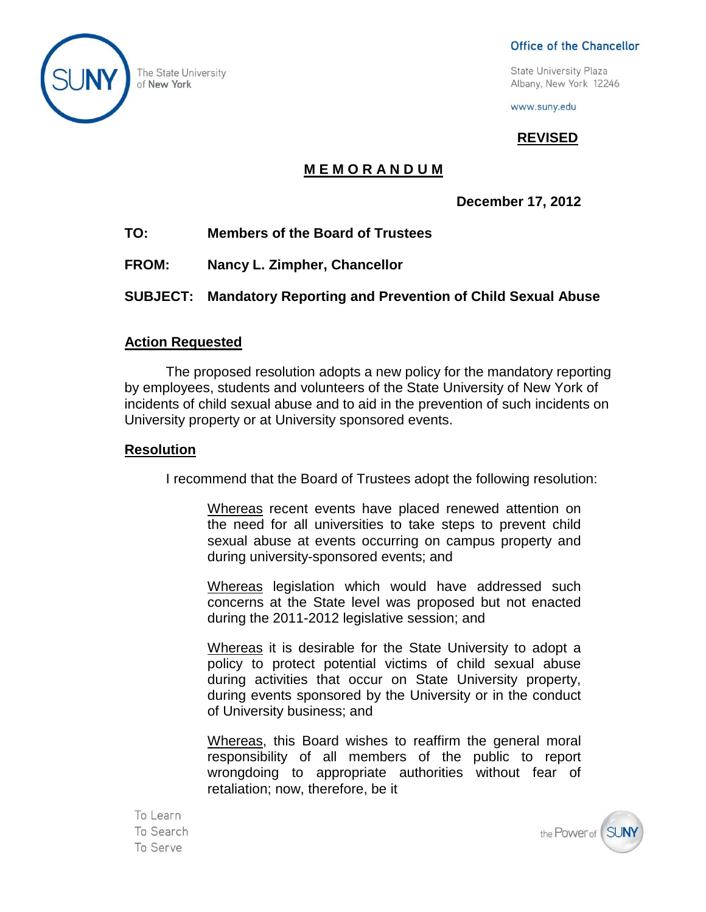The State University of New York

**Office of the Chancellor**

State University Plaza
Albany, New York 12246

www.suny.edu

**REVISED**

## M E M O R A N D U M

**December 17, 2012**

**TO:** **Members of the Board of Trustees**

**FROM:** **Nancy L. Zimpher, Chancellor**

**SUBJECT:** **Mandatory Reporting and Prevention of Child Sexual Abuse**

### Action Requested

The proposed resolution adopts a new policy for the mandatory reporting by employees, students and volunteers of the State University of New York of incidents of child sexual abuse and to aid in the prevention of such incidents on University property or at University sponsored events.

### Resolution

I recommend that the Board of Trustees adopt the following resolution:

> Whereas recent events have placed renewed attention on the need for all universities to take steps to prevent child sexual abuse at events occurring on campus property and during university-sponsored events; and
>
> Whereas legislation which would have addressed such concerns at the State level was proposed but not enacted during the 2011-2012 legislative session; and
>
> Whereas it is desirable for the State University to adopt a policy to protect potential victims of child sexual abuse during activities that occur on State University property, during events sponsored by the University or in the conduct of University business; and
>
> Whereas, this Board wishes to reaffirm the general moral responsibility of all members of the public to report wrongdoing to appropriate authorities without fear of retaliation; now, therefore, be it

To Learn
To Search
To Serve

the Power of SUNY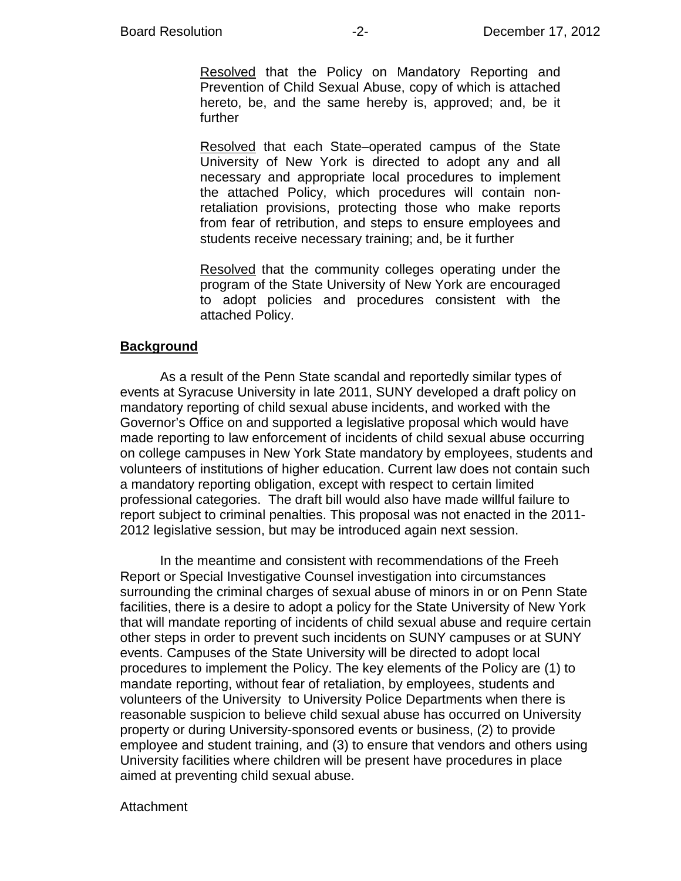Resolved that the Policy on Mandatory Reporting and Prevention of Child Sexual Abuse, copy of which is attached hereto, be, and the same hereby is, approved; and, be it further

Resolved that each State–operated campus of the State University of New York is directed to adopt any and all necessary and appropriate local procedures to implement the attached Policy, which procedures will contain non-retaliation provisions, protecting those who make reports from fear of retribution, and steps to ensure employees and students receive necessary training; and, be it further

Resolved that the community colleges operating under the program of the State University of New York are encouraged to adopt policies and procedures consistent with the attached Policy.

## Background

As a result of the Penn State scandal and reportedly similar types of events at Syracuse University in late 2011, SUNY developed a draft policy on mandatory reporting of child sexual abuse incidents, and worked with the Governor's Office on and supported a legislative proposal which would have made reporting to law enforcement of incidents of child sexual abuse occurring on college campuses in New York State mandatory by employees, students and volunteers of institutions of higher education. Current law does not contain such a mandatory reporting obligation, except with respect to certain limited professional categories. The draft bill would also have made willful failure to report subject to criminal penalties. This proposal was not enacted in the 2011-2012 legislative session, but may be introduced again next session.

In the meantime and consistent with recommendations of the Freeh Report or Special Investigative Counsel investigation into circumstances surrounding the criminal charges of sexual abuse of minors in or on Penn State facilities, there is a desire to adopt a policy for the State University of New York that will mandate reporting of incidents of child sexual abuse and require certain other steps in order to prevent such incidents on SUNY campuses or at SUNY events. Campuses of the State University will be directed to adopt local procedures to implement the Policy. The key elements of the Policy are (1) to mandate reporting, without fear of retaliation, by employees, students and volunteers of the University to University Police Departments when there is reasonable suspicion to believe child sexual abuse has occurred on University property or during University-sponsored events or business, (2) to provide employee and student training, and (3) to ensure that vendors and others using University facilities where children will be present have procedures in place aimed at preventing child sexual abuse.

Attachment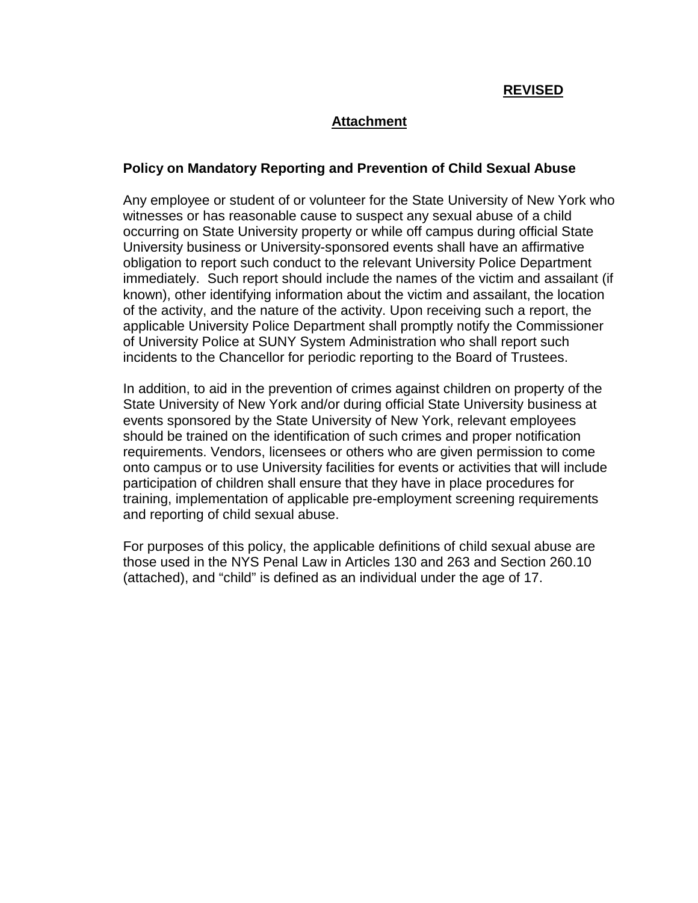**REVISED**

**Attachment**

**Policy on Mandatory Reporting and Prevention of Child Sexual Abuse**

Any employee or student of or volunteer for the State University of New York who witnesses or has reasonable cause to suspect any sexual abuse of a child occurring on State University property or while off campus during official State University business or University-sponsored events shall have an affirmative obligation to report such conduct to the relevant University Police Department immediately. Such report should include the names of the victim and assailant (if known), other identifying information about the victim and assailant, the location of the activity, and the nature of the activity. Upon receiving such a report, the applicable University Police Department shall promptly notify the Commissioner of University Police at SUNY System Administration who shall report such incidents to the Chancellor for periodic reporting to the Board of Trustees.

In addition, to aid in the prevention of crimes against children on property of the State University of New York and/or during official State University business at events sponsored by the State University of New York, relevant employees should be trained on the identification of such crimes and proper notification requirements. Vendors, licensees or others who are given permission to come onto campus or to use University facilities for events or activities that will include participation of children shall ensure that they have in place procedures for training, implementation of applicable pre-employment screening requirements and reporting of child sexual abuse.

For purposes of this policy, the applicable definitions of child sexual abuse are those used in the NYS Penal Law in Articles 130 and 263 and Section 260.10 (attached), and "child" is defined as an individual under the age of 17.